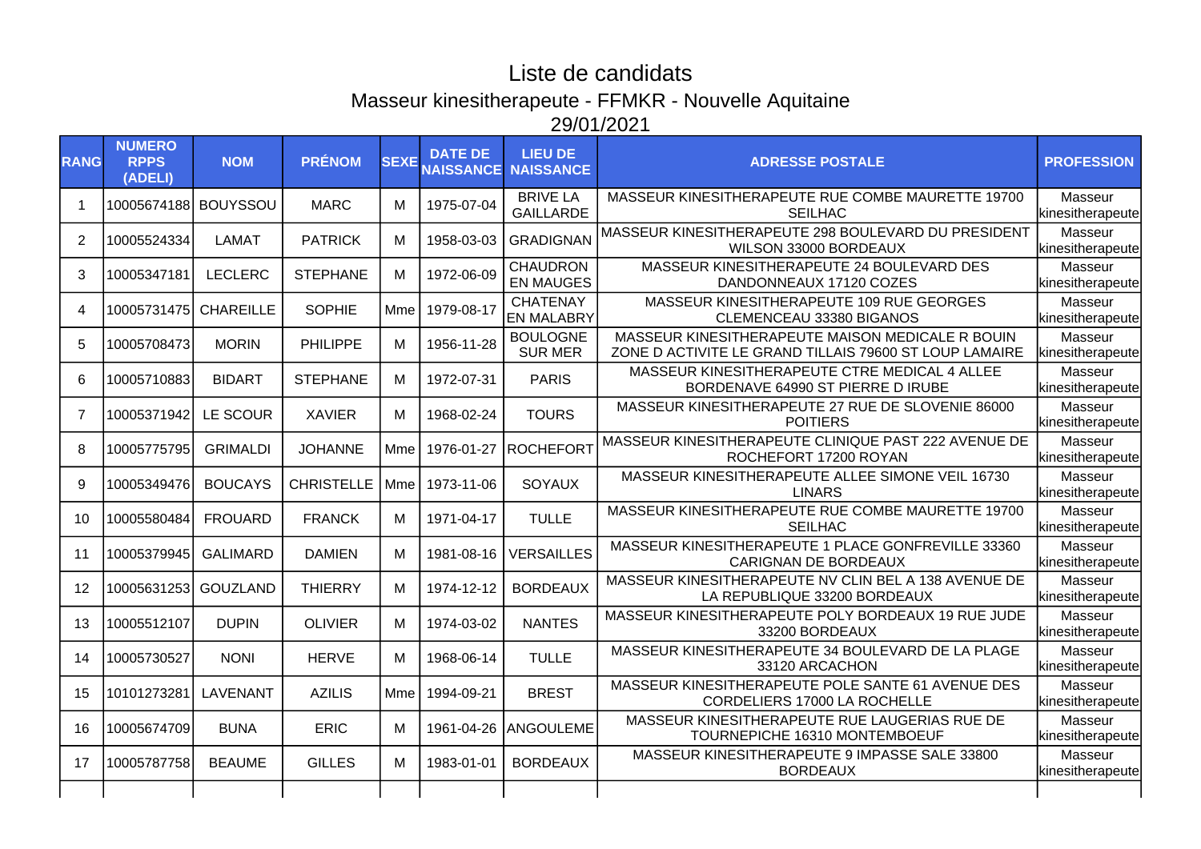# Liste de candidats

## Masseur kinesitherapeute - FFMKR - Nouvelle Aquitaine

29/01/2021

| RANG | NUMERO RPPS (ADELI) | NOM | PRÉNOM | SEXE | DATE DE NAISSANCE | LIEU DE NAISSANCE | ADRESSE POSTALE | PROFESSION |
|---|---|---|---|---|---|---|---|---|
| 1 | 10005674188 | BOUYSSOU | MARC | M | 1975-07-04 | BRIVE LA GAILLARDE | MASSEUR KINESITHERAPEUTE RUE COMBE MAURETTE 19700 SEILHAC | Masseur kinesitherapeute |
| 2 | 10005524334 | LAMAT | PATRICK | M | 1958-03-03 | GRADIGNAN | MASSEUR KINESITHERAPEUTE 298 BOULEVARD DU PRESIDENT WILSON 33000 BORDEAUX | Masseur kinesitherapeute |
| 3 | 10005347181 | LECLERC | STEPHANE | M | 1972-06-09 | CHAUDRON EN MAUGES | MASSEUR KINESITHERAPEUTE 24 BOULEVARD DES DANDONNEAUX 17120 COZES | Masseur kinesitherapeute |
| 4 | 10005731475 | CHAREILLE | SOPHIE | Mme | 1979-08-17 | CHATENAY EN MALABRY | MASSEUR KINESITHERAPEUTE 109 RUE GEORGES CLEMENCEAU 33380 BIGANOS | Masseur kinesitherapeute |
| 5 | 10005708473 | MORIN | PHILIPPE | M | 1956-11-28 | BOULOGNE SUR MER | MASSEUR KINESITHERAPEUTE MAISON MEDICALE R BOUIN ZONE D ACTIVITE LE GRAND TILLAIS 79600 ST LOUP LAMAIRE | Masseur kinesitherapeute |
| 6 | 10005710883 | BIDART | STEPHANE | M | 1972-07-31 | PARIS | MASSEUR KINESITHERAPEUTE CTRE MEDICAL 4 ALLEE BORDENAVE 64990 ST PIERRE D IRUBE | Masseur kinesitherapeute |
| 7 | 10005371942 | LE SCOUR | XAVIER | M | 1968-02-24 | TOURS | MASSEUR KINESITHERAPEUTE 27 RUE DE SLOVENIE 86000 POITIERS | Masseur kinesitherapeute |
| 8 | 10005775795 | GRIMALDI | JOHANNE | Mme | 1976-01-27 | ROCHEFORT | MASSEUR KINESITHERAPEUTE CLINIQUE PAST 222 AVENUE DE ROCHEFORT 17200 ROYAN | Masseur kinesitherapeute |
| 9 | 10005349476 | BOUCAYS | CHRISTELLE | Mme | 1973-11-06 | SOYAUX | MASSEUR KINESITHERAPEUTE ALLEE SIMONE VEIL 16730 LINARS | Masseur kinesitherapeute |
| 10 | 10005580484 | FROUARD | FRANCK | M | 1971-04-17 | TULLE | MASSEUR KINESITHERAPEUTE RUE COMBE MAURETTE 19700 SEILHAC | Masseur kinesitherapeute |
| 11 | 10005379945 | GALIMARD | DAMIEN | M | 1981-08-16 | VERSAILLES | MASSEUR KINESITHERAPEUTE 1 PLACE GONFREVILLE 33360 CARIGNAN DE BORDEAUX | Masseur kinesitherapeute |
| 12 | 10005631253 | GOUZLAND | THIERRY | M | 1974-12-12 | BORDEAUX | MASSEUR KINESITHERAPEUTE NV CLIN BEL A 138 AVENUE DE LA REPUBLIQUE 33200 BORDEAUX | Masseur kinesitherapeute |
| 13 | 10005512107 | DUPIN | OLIVIER | M | 1974-03-02 | NANTES | MASSEUR KINESITHERAPEUTE POLY BORDEAUX 19 RUE JUDE 33200 BORDEAUX | Masseur kinesitherapeute |
| 14 | 10005730527 | NONI | HERVE | M | 1968-06-14 | TULLE | MASSEUR KINESITHERAPEUTE 34 BOULEVARD DE LA PLAGE 33120 ARCACHON | Masseur kinesitherapeute |
| 15 | 10101273281 | LAVENANT | AZILIS | Mme | 1994-09-21 | BREST | MASSEUR KINESITHERAPEUTE POLE SANTE 61 AVENUE DES CORDELIERS 17000 LA ROCHELLE | Masseur kinesitherapeute |
| 16 | 10005674709 | BUNA | ERIC | M | 1961-04-26 | ANGOULEME | MASSEUR KINESITHERAPEUTE RUE LAUGERIAS RUE DE TOURNEPICHE 16310 MONTEMBOEUF | Masseur kinesitherapeute |
| 17 | 10005787758 | BEAUME | GILLES | M | 1983-01-01 | BORDEAUX | MASSEUR KINESITHERAPEUTE 9 IMPASSE SALE 33800 BORDEAUX | Masseur kinesitherapeute |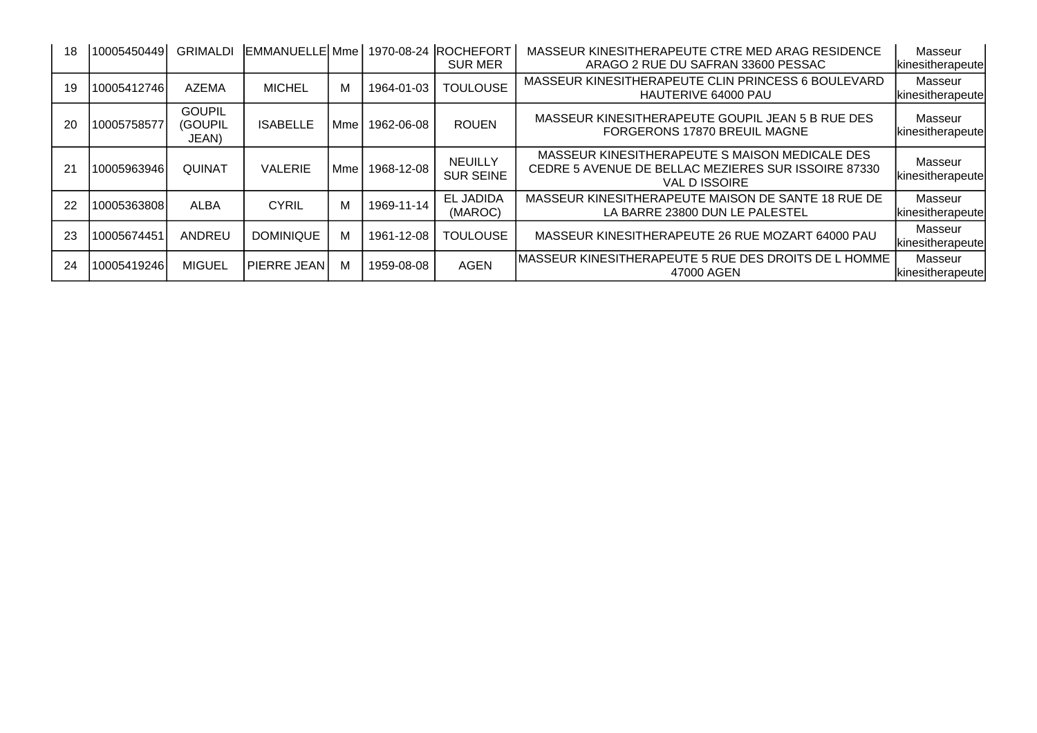| | | | | | | | | |
|---|---|---|---|---|---|---|---|---|
| 18 | 10005450449 | GRIMALDI | EMMANUELLE | Mme | 1970-08-24 | ROCHEFORT SUR MER | MASSEUR KINESITHERAPEUTE CTRE MED ARAG RESIDENCE ARAGO 2 RUE DU SAFRAN 33600 PESSAC | Masseur kinesitherapeute |
| 19 | 10005412746 | AZEMA | MICHEL | M | 1964-01-03 | TOULOUSE | MASSEUR KINESITHERAPEUTE CLIN PRINCESS 6 BOULEVARD HAUTERIVE 64000 PAU | Masseur kinesitherapeute |
| 20 | 10005758577 | GOUPIL (GOUPIL JEAN) | ISABELLE | Mme | 1962-06-08 | ROUEN | MASSEUR KINESITHERAPEUTE GOUPIL JEAN 5 B RUE DES FORGERONS 17870 BREUIL MAGNE | Masseur kinesitherapeute |
| 21 | 10005963946 | QUINAT | VALERIE | Mme | 1968-12-08 | NEUILLY SUR SEINE | MASSEUR KINESITHERAPEUTE S MAISON MEDICALE DES CEDRE 5 AVENUE DE BELLAC MEZIERES SUR ISSOIRE 87330 VAL D ISSOIRE | Masseur kinesitherapeute |
| 22 | 10005363808 | ALBA | CYRIL | M | 1969-11-14 | EL JADIDA (MAROC) | MASSEUR KINESITHERAPEUTE MAISON DE SANTE 18 RUE DE LA BARRE 23800 DUN LE PALESTEL | Masseur kinesitherapeute |
| 23 | 10005674451 | ANDREU | DOMINIQUE | M | 1961-12-08 | TOULOUSE | MASSEUR KINESITHERAPEUTE 26 RUE MOZART 64000 PAU | Masseur kinesitherapeute |
| 24 | 10005419246 | MIGUEL | PIERRE JEAN | M | 1959-08-08 | AGEN | MASSEUR KINESITHERAPEUTE 5 RUE DES DROITS DE L HOMME 47000 AGEN | Masseur kinesitherapeute |